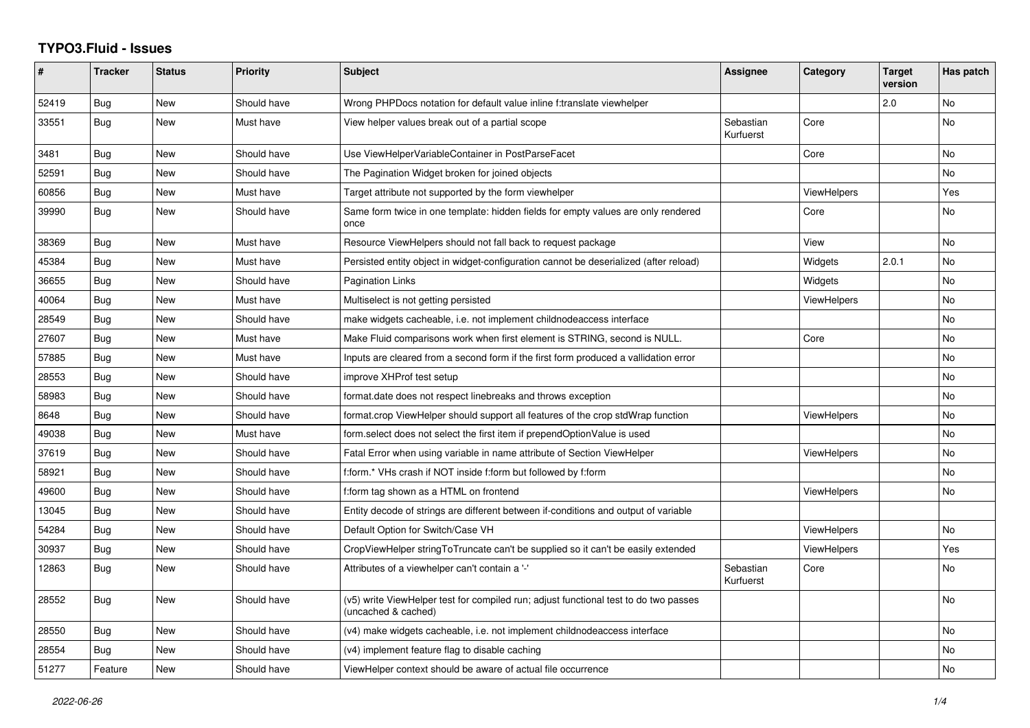## TYPO3.Fluid - Issues

| # | Tracker | Status | Priority | Subject | Assignee | Category | Target version | Has patch |
|---|---|---|---|---|---|---|---|---|
| 52419 | Bug | New | Should have | Wrong PHPDocs notation for default value inline f:translate viewhelper | | | 2.0 | No |
| 33551 | Bug | New | Must have | View helper values break out of a partial scope | Sebastian Kurfuerst | Core | | No |
| 3481 | Bug | New | Should have | Use ViewHelperVariableContainer in PostParseFacet | | Core | | No |
| 52591 | Bug | New | Should have | The Pagination Widget broken for joined objects | | | | No |
| 60856 | Bug | New | Must have | Target attribute not supported by the form viewhelper | | ViewHelpers | | Yes |
| 39990 | Bug | New | Should have | Same form twice in one template: hidden fields for empty values are only rendered once | | Core | | No |
| 38369 | Bug | New | Must have | Resource ViewHelpers should not fall back to request package | | View | | No |
| 45384 | Bug | New | Must have | Persisted entity object in widget-configuration cannot be deserialized (after reload) | | Widgets | 2.0.1 | No |
| 36655 | Bug | New | Should have | Pagination Links | | Widgets | | No |
| 40064 | Bug | New | Must have | Multiselect is not getting persisted | | ViewHelpers | | No |
| 28549 | Bug | New | Should have | make widgets cacheable, i.e. not implement childnodeaccess interface | | | | No |
| 27607 | Bug | New | Must have | Make Fluid comparisons work when first element is STRING, second is NULL. | | Core | | No |
| 57885 | Bug | New | Must have | Inputs are cleared from a second form if the first form produced a vallidation error | | | | No |
| 28553 | Bug | New | Should have | improve XHProf test setup | | | | No |
| 58983 | Bug | New | Should have | format.date does not respect linebreaks and throws exception | | | | No |
| 8648 | Bug | New | Should have | format.crop ViewHelper should support all features of the crop stdWrap function | | ViewHelpers | | No |
| 49038 | Bug | New | Must have | form.select does not select the first item if prependOptionValue is used | | | | No |
| 37619 | Bug | New | Should have | Fatal Error when using variable in name attribute of Section ViewHelper | | ViewHelpers | | No |
| 58921 | Bug | New | Should have | f:form.* VHs crash if NOT inside f:form but followed by f:form | | | | No |
| 49600 | Bug | New | Should have | f:form tag shown as a HTML on frontend | | ViewHelpers | | No |
| 13045 | Bug | New | Should have | Entity decode of strings are different between if-conditions and output of variable | | | | |
| 54284 | Bug | New | Should have | Default Option for Switch/Case VH | | ViewHelpers | | No |
| 30937 | Bug | New | Should have | CropViewHelper stringToTruncate can't be supplied so it can't be easily extended | | ViewHelpers | | Yes |
| 12863 | Bug | New | Should have | Attributes of a viewhelper can't contain a '-' | Sebastian Kurfuerst | Core | | No |
| 28552 | Bug | New | Should have | (v5) write ViewHelper test for compiled run; adjust functional test to do two passes (uncached & cached) | | | | No |
| 28550 | Bug | New | Should have | (v4) make widgets cacheable, i.e. not implement childnodeaccess interface | | | | No |
| 28554 | Bug | New | Should have | (v4) implement feature flag to disable caching | | | | No |
| 51277 | Feature | New | Should have | ViewHelper context should be aware of actual file occurrence | | | | No |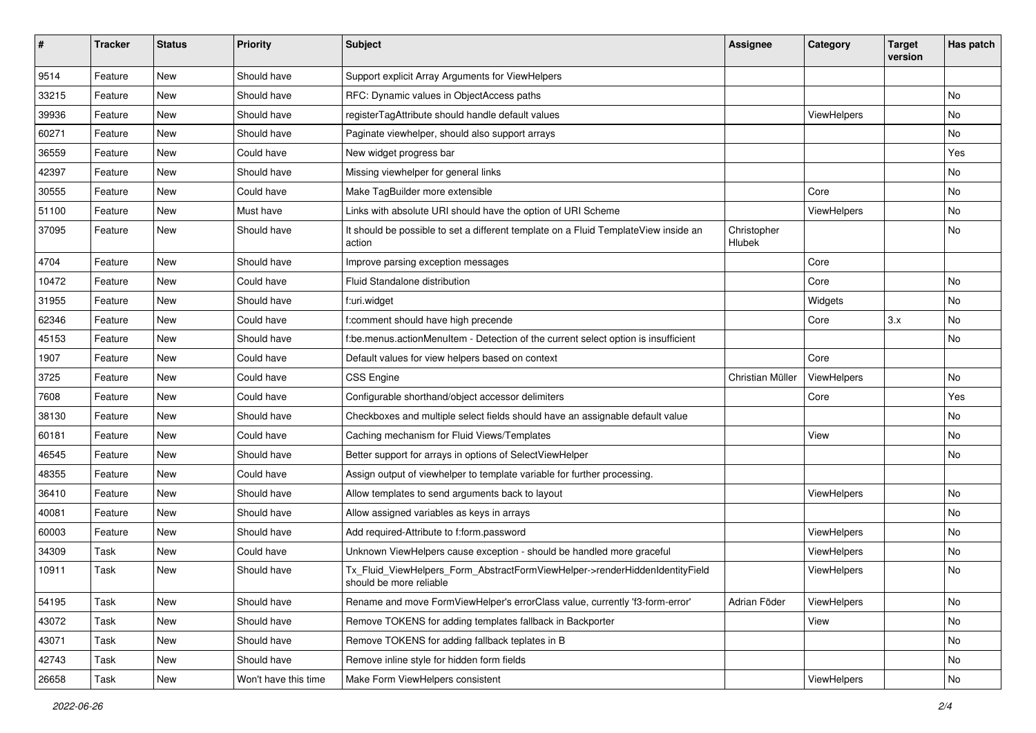| # | Tracker | Status | Priority | Subject | Assignee | Category | Target version | Has patch |
|---|---|---|---|---|---|---|---|---|
| 9514 | Feature | New | Should have | Support explicit Array Arguments for ViewHelpers | | | | |
| 33215 | Feature | New | Should have | RFC: Dynamic values in ObjectAccess paths | | | | No |
| 39936 | Feature | New | Should have | registerTagAttribute should handle default values | | ViewHelpers | | No |
| 60271 | Feature | New | Should have | Paginate viewhelper, should also support arrays | | | | No |
| 36559 | Feature | New | Could have | New widget progress bar | | | | Yes |
| 42397 | Feature | New | Should have | Missing viewhelper for general links | | | | No |
| 30555 | Feature | New | Could have | Make TagBuilder more extensible | | Core | | No |
| 51100 | Feature | New | Must have | Links with absolute URI should have the option of URI Scheme | | ViewHelpers | | No |
| 37095 | Feature | New | Should have | It should be possible to set a different template on a Fluid TemplateView inside an action | Christopher Hlubek | | | No |
| 4704 | Feature | New | Should have | Improve parsing exception messages | | Core | | |
| 10472 | Feature | New | Could have | Fluid Standalone distribution | | Core | | No |
| 31955 | Feature | New | Should have | f:uri.widget | | Widgets | | No |
| 62346 | Feature | New | Could have | f:comment should have high precende | | Core | 3.x | No |
| 45153 | Feature | New | Should have | f:be.menus.actionMenuItem - Detection of the current select option is insufficient | | | | No |
| 1907 | Feature | New | Could have | Default values for view helpers based on context | | Core | | |
| 3725 | Feature | New | Could have | CSS Engine | Christian Müller | ViewHelpers | | No |
| 7608 | Feature | New | Could have | Configurable shorthand/object accessor delimiters | | Core | | Yes |
| 38130 | Feature | New | Should have | Checkboxes and multiple select fields should have an assignable default value | | | | No |
| 60181 | Feature | New | Could have | Caching mechanism for Fluid Views/Templates | | View | | No |
| 46545 | Feature | New | Should have | Better support for arrays in options of SelectViewHelper | | | | No |
| 48355 | Feature | New | Could have | Assign output of viewhelper to template variable for further processing. | | | | |
| 36410 | Feature | New | Should have | Allow templates to send arguments back to layout | | ViewHelpers | | No |
| 40081 | Feature | New | Should have | Allow assigned variables as keys in arrays | | | | No |
| 60003 | Feature | New | Should have | Add required-Attribute to f:form.password | | ViewHelpers | | No |
| 34309 | Task | New | Could have | Unknown ViewHelpers cause exception - should be handled more graceful | | ViewHelpers | | No |
| 10911 | Task | New | Should have | Tx_Fluid_ViewHelpers_Form_AbstractFormViewHelper->renderHiddenIdentityField should be more reliable | | ViewHelpers | | No |
| 54195 | Task | New | Should have | Rename and move FormViewHelper's errorClass value, currently 'f3-form-error' | Adrian Föder | ViewHelpers | | No |
| 43072 | Task | New | Should have | Remove TOKENS for adding templates fallback in Backporter | | View | | No |
| 43071 | Task | New | Should have | Remove TOKENS for adding fallback teplates in B | | | | No |
| 42743 | Task | New | Should have | Remove inline style for hidden form fields | | | | No |
| 26658 | Task | New | Won't have this time | Make Form ViewHelpers consistent | | ViewHelpers | | No |

2022-06-26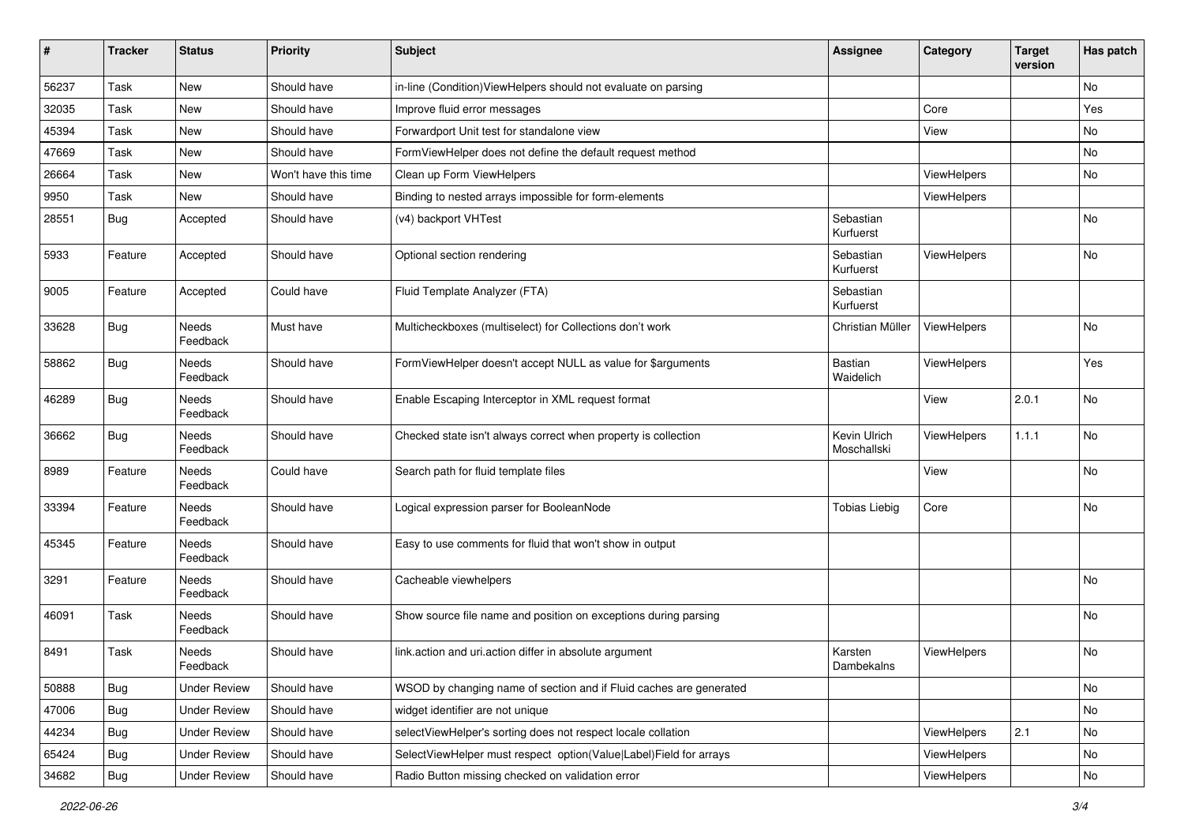| # | Tracker | Status | Priority | Subject | Assignee | Category | Target version | Has patch |
|---|---|---|---|---|---|---|---|---|
| 56237 | Task | New | Should have | in-line (Condition)ViewHelpers should not evaluate on parsing | | | | No |
| 32035 | Task | New | Should have | Improve fluid error messages | | Core | | Yes |
| 45394 | Task | New | Should have | Forwardport Unit test for standalone view | | View | | No |
| 47669 | Task | New | Should have | FormViewHelper does not define the default request method | | | | No |
| 26664 | Task | New | Won't have this time | Clean up Form ViewHelpers | | ViewHelpers | | No |
| 9950 | Task | New | Should have | Binding to nested arrays impossible for form-elements | | ViewHelpers | | |
| 28551 | Bug | Accepted | Should have | (v4) backport VHTest | Sebastian Kurfuerst | | | No |
| 5933 | Feature | Accepted | Should have | Optional section rendering | Sebastian Kurfuerst | ViewHelpers | | No |
| 9005 | Feature | Accepted | Could have | Fluid Template Analyzer (FTA) | Sebastian Kurfuerst | | | |
| 33628 | Bug | Needs Feedback | Must have | Multicheckboxes (multiselect) for Collections don't work | Christian Müller | ViewHelpers | | No |
| 58862 | Bug | Needs Feedback | Should have | FormViewHelper doesn't accept NULL as value for $arguments | Bastian Waidelich | ViewHelpers | | Yes |
| 46289 | Bug | Needs Feedback | Should have | Enable Escaping Interceptor in XML request format | | View | 2.0.1 | No |
| 36662 | Bug | Needs Feedback | Should have | Checked state isn't always correct when property is collection | Kevin Ulrich Moschallski | ViewHelpers | 1.1.1 | No |
| 8989 | Feature | Needs Feedback | Could have | Search path for fluid template files | | View | | No |
| 33394 | Feature | Needs Feedback | Should have | Logical expression parser for BooleanNode | Tobias Liebig | Core | | No |
| 45345 | Feature | Needs Feedback | Should have | Easy to use comments for fluid that won't show in output | | | | |
| 3291 | Feature | Needs Feedback | Should have | Cacheable viewhelpers | | | | No |
| 46091 | Task | Needs Feedback | Should have | Show source file name and position on exceptions during parsing | | | | No |
| 8491 | Task | Needs Feedback | Should have | link.action and uri.action differ in absolute argument | Karsten Dambekalns | ViewHelpers | | No |
| 50888 | Bug | Under Review | Should have | WSOD by changing name of section and if Fluid caches are generated | | | | No |
| 47006 | Bug | Under Review | Should have | widget identifier are not unique | | | | No |
| 44234 | Bug | Under Review | Should have | selectViewHelper's sorting does not respect locale collation | | ViewHelpers | 2.1 | No |
| 65424 | Bug | Under Review | Should have | SelectViewHelper must respect option(Value\|Label)Field for arrays | | ViewHelpers | | No |
| 34682 | Bug | Under Review | Should have | Radio Button missing checked on validation error | | ViewHelpers | | No |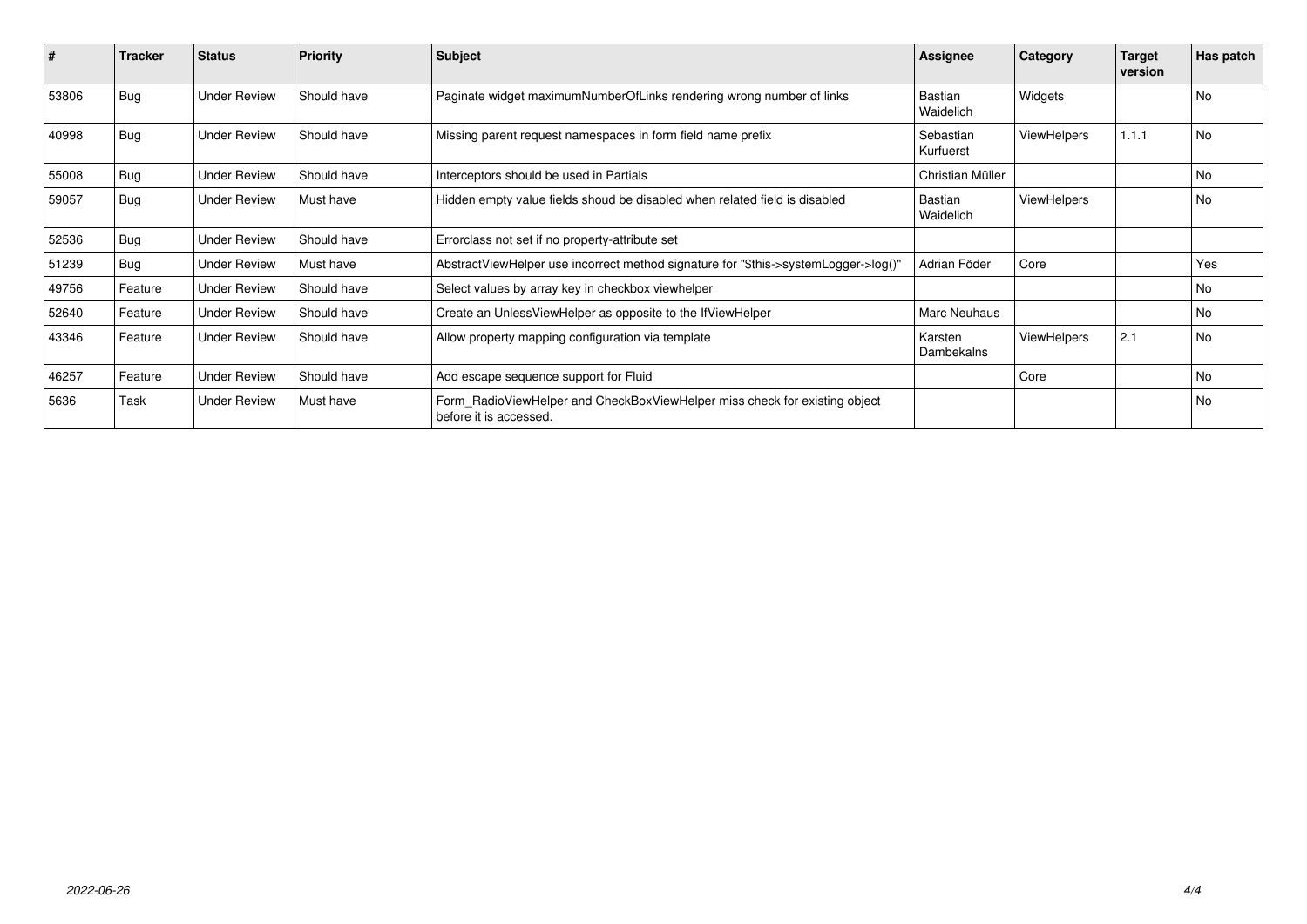| # | Tracker | Status | Priority | Subject | Assignee | Category | Target version | Has patch |
|---|---|---|---|---|---|---|---|---|
| 53806 | Bug | Under Review | Should have | Paginate widget maximumNumberOfLinks rendering wrong number of links | Bastian Waidelich | Widgets | | No |
| 40998 | Bug | Under Review | Should have | Missing parent request namespaces in form field name prefix | Sebastian Kurfuerst | ViewHelpers | 1.1.1 | No |
| 55008 | Bug | Under Review | Should have | Interceptors should be used in Partials | Christian Müller | | | No |
| 59057 | Bug | Under Review | Must have | Hidden empty value fields shoud be disabled when related field is disabled | Bastian Waidelich | ViewHelpers | | No |
| 52536 | Bug | Under Review | Should have | Errorclass not set if no property-attribute set | | | | |
| 51239 | Bug | Under Review | Must have | AbstractViewHelper use incorrect method signature for "$this->systemLogger->log()" | Adrian Föder | Core | | Yes |
| 49756 | Feature | Under Review | Should have | Select values by array key in checkbox viewhelper | | | | No |
| 52640 | Feature | Under Review | Should have | Create an UnlessViewHelper as opposite to the IfViewHelper | Marc Neuhaus | | | No |
| 43346 | Feature | Under Review | Should have | Allow property mapping configuration via template | Karsten Dambekalns | ViewHelpers | 2.1 | No |
| 46257 | Feature | Under Review | Should have | Add escape sequence support for Fluid | | Core | | No |
| 5636 | Task | Under Review | Must have | Form_RadioViewHelper and CheckBoxViewHelper miss check for existing object before it is accessed. | | | | No |